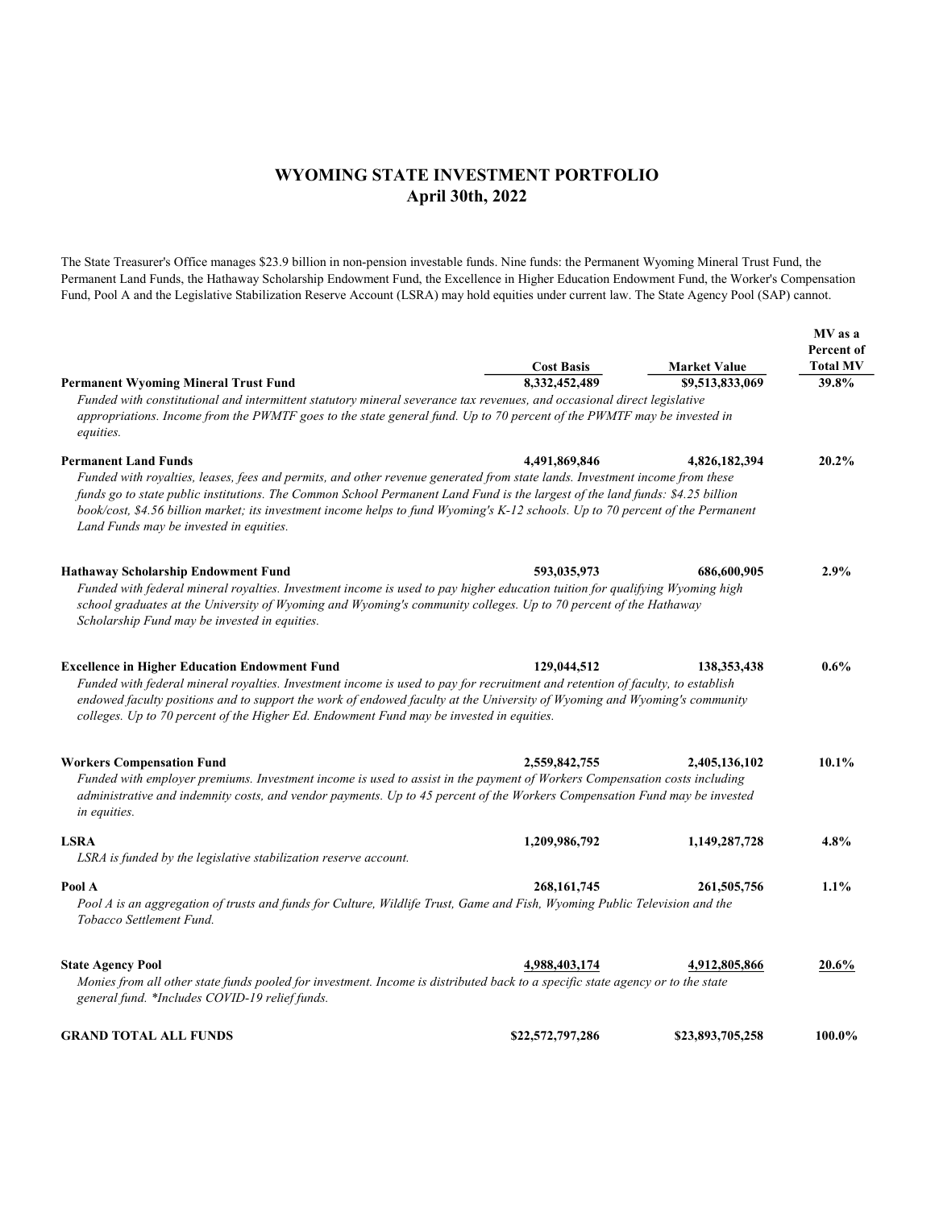# WYOMING STATE INVESTMENT PORTFOLIO
## April 30th, 2022

The State Treasurer's Office manages $23.9 billion in non-pension investable funds. Nine funds: the Permanent Wyoming Mineral Trust Fund, the Permanent Land Funds, the Hathaway Scholarship Endowment Fund, the Excellence in Higher Education Endowment Fund, the Worker's Compensation Fund, Pool A and the Legislative Stabilization Reserve Account (LSRA) may hold equities under current law. The State Agency Pool (SAP) cannot.

| | Cost Basis | Market Value | MV as a Percent of Total MV |
|---|---|---|---|
| **Permanent Wyoming Mineral Trust Fund** | 8,332,452,489 | $9,513,833,069 | **39.8%** |
| *Funded with constitutional and intermittent statutory mineral severance tax revenues, and occasional direct legislative appropriations. Income from the PWMTF goes to the state general fund. Up to 70 percent of the PWMTF may be invested in equities.* | | | |
| **Permanent Land Funds** | 4,491,869,846 | 4,826,182,394 | **20.2%** |
| *Funded with royalties, leases, fees and permits, and other revenue generated from state lands. Investment income from these funds go to state public institutions. The Common School Permanent Land Fund is the largest of the land funds: $4.25 billion book/cost, $4.56 billion market; its investment income helps to fund Wyoming's K-12 schools. Up to 70 percent of the Permanent Land Funds may be invested in equities.* | | | |
| **Hathaway Scholarship Endowment Fund** | 593,035,973 | 686,600,905 | **2.9%** |
| *Funded with federal mineral royalties. Investment income is used to pay higher education tuition for qualifying Wyoming high school graduates at the University of Wyoming and Wyoming's community colleges. Up to 70 percent of the Hathaway Scholarship Fund may be invested in equities.* | | | |
| **Excellence in Higher Education Endowment Fund** | 129,044,512 | 138,353,438 | **0.6%** |
| *Funded with federal mineral royalties. Investment income is used to pay for recruitment and retention of faculty, to establish endowed faculty positions and to support the work of endowed faculty at the University of Wyoming and Wyoming's community colleges. Up to 70 percent of the Higher Ed. Endowment Fund may be invested in equities.* | | | |
| **Workers Compensation Fund** | 2,559,842,755 | 2,405,136,102 | **10.1%** |
| *Funded with employer premiums. Investment income is used to assist in the payment of Workers Compensation costs including administrative and indemnity costs, and vendor payments. Up to 45 percent of the Workers Compensation Fund may be invested in equities.* | | | |
| **LSRA** | 1,209,986,792 | 1,149,287,728 | **4.8%** |
| *LSRA is funded by the legislative stabilization reserve account.* | | | |
| **Pool A** | 268,161,745 | 261,505,756 | **1.1%** |
| *Pool A is an aggregation of trusts and funds for Culture, Wildlife Trust, Game and Fish, Wyoming Public Television and the Tobacco Settlement Fund.* | | | |
| **State Agency Pool** | 4,988,403,174 | 4,912,805,866 | **20.6%** |
| *Monies from all other state funds pooled for investment. Income is distributed back to a specific state agency or to the state general fund. \*Includes COVID-19 relief funds.* | | | |
| **GRAND TOTAL ALL FUNDS** | **$22,572,797,286** | **$23,893,705,258** | **100.0%** |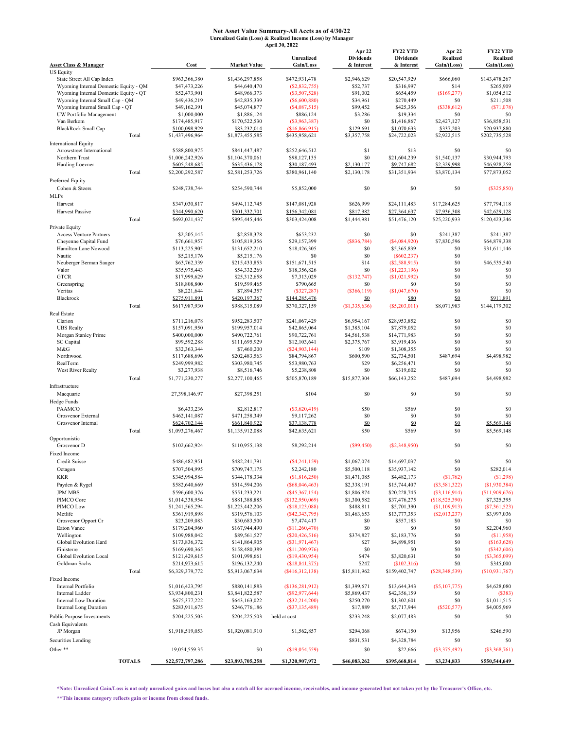# Net Asset Value Summary-All Accts as of 4/30/22

**Unrealized Gain (Loss) & Realized Income (Loss) by Manager**

**April 30, 2022**

| Asset Class & Manager | Cost | Market Value | Unrealized Gain/Loss | Apr 22 Dividends & Interest | FY22 YTD Dividends & Interest | Apr 22 Realized Gain/(Loss) | FY22 YTD Realized Gain/(Loss) |
|---|---|---|---|---|---|---|---|
| **US Equity** | | | | | | | |
| State Street All Cap Index | $963,366,380 | $1,436,297,858 | $472,931,478 | $2,946,629 | $20,547,929 | $666,060 | $143,478,267 |
| Wyoming Internal Domestic Equity - QM | $47,473,226 | $44,640,470 | ($2,832,755) | $52,737 | $316,997 | $14 | $265,909 |
| Wyoming Internal Domestic Equity - QT | $52,473,901 | $48,966,373 | ($3,507,528) | $91,002 | $654,459 | ($169,277) | $1,054,512 |
| Wyoming Internal Small Cap - QM | $49,436,219 | $42,835,339 | ($6,600,880) | $34,961 | $270,449 | $0 | $211,508 |
| Wyoming Internal Small Cap - QT | $49,162,391 | $45,074,877 | ($4,087,515) | $99,452 | $425,356 | ($338,612) | ($71,078) |
| UW Portfolio Management | $1,000,000 | $1,886,124 | $886,124 | $3,286 | $19,334 | $0 | $0 |
| Van Berkom | $174,485,917 | $170,522,530 | ($3,963,387) | $0 | $1,416,867 | $2,427,127 | $36,858,531 |
| BlackRock Small Cap | $100,098,929 | $83,232,014 | ($16,866,915) | $129,691 | $1,070,633 | $337,203 | $20,937,880 |
| Total | $1,437,496,964 | $1,873,455,585 | $435,958,621 | $3,357,758 | $24,722,023 | $2,922,515 | $202,735,528 |
| **International Equity** | | | | | | | |
| Arrowstreet International | $588,800,975 | $841,447,487 | $252,646,512 | $1 | $13 | $0 | $0 |
| Northern Trust | $1,006,242,926 | $1,104,370,061 | $98,127,135 | $0 | $21,604,239 | $1,540,137 | $30,944,793 |
| Harding Loevner | $605,248,685 | $635,436,178 | $30,187,493 | $2,130,177 | $9,747,682 | $2,329,998 | $46,928,259 |
| Total | $2,200,292,587 | $2,581,253,726 | $380,961,140 | $2,130,178 | $31,351,934 | $3,870,134 | $77,873,052 |
| **Preferred Equity** | | | | | | | |
| Cohen & Steers | $248,738,744 | $254,590,744 | $5,852,000 | $0 | $0 | $0 | ($325,850) |
| **MLPs** | | | | | | | |
| Harvest | $347,030,817 | $494,112,745 | $147,081,928 | $626,999 | $24,111,483 | $17,284,625 | $77,794,118 |
| Harvest Passive | $344,990,620 | $501,332,701 | $156,342,081 | $817,982 | $27,364,637 | $7,936,308 | $42,629,128 |
| Total | $692,021,437 | $995,445,446 | $303,424,008 | $1,444,981 | $51,476,120 | $25,220,933 | $120,423,246 |
| **Private Equity** | | | | | | | |
| Access Venture Partners | $2,205,145 | $2,858,378 | $653,232 | $0 | $0 | $241,387 | $241,387 |
| Cheyenne Capital Fund | $76,661,957 | $105,819,356 | $29,157,399 | ($836,784) | ($4,084,920) | $7,830,596 | $64,879,338 |
| Hamilton Lane Nowood | $113,225,905 | $131,652,210 | $18,426,305 | $0 | $5,365,839 | $0 | $31,611,146 |
| Nautic | $5,215,176 | $5,215,176 | $0 | $0 | ($602,237) | $0 | |
| Neuberger Berman Sauger | $63,762,339 | $215,433,853 | $151,671,515 | $14 | ($2,588,915) | $0 | $46,535,540 |
| Valor | $35,975,443 | $54,332,269 | $18,356,826 | $0 | ($1,223,196) | $0 | $0 |
| GTCR | $17,999,629 | $25,312,658 | $7,313,029 | ($132,747) | ($1,021,992) | $0 | $0 |
| Greenspring | $18,808,800 | $19,599,465 | $790,665 | $0 | $0 | $0 | $0 |
| Veritas | $8,221,644 | $7,894,357 | ($327,287) | ($366,119) | ($1,047,670) | $0 | $0 |
| Blackrock | $275,911,891 | $420,197,367 | $144,285,476 | $0 | $80 | $0 | $911,891 |
| Total | $617,987,930 | $988,315,089 | $370,327,159 | ($1,335,636) | ($5,203,011) | $8,071,983 | $144,179,302 |
| **Real Estate** | | | | | | | |
| Clarion | $711,216,078 | $952,283,507 | $241,067,429 | $6,954,167 | $28,953,852 | $0 | $0 |
| UBS Realty | $157,091,950 | $199,957,014 | $42,865,064 | $1,385,104 | $7,879,052 | $0 | $0 |
| Morgan Stanley Prime | $400,000,000 | $490,722,761 | $90,722,761 | $4,561,538 | $14,771,983 | $0 | $0 |
| SC Capital | $99,592,288 | $111,695,929 | $12,103,641 | $2,375,767 | $3,919,436 | $0 | $0 |
| M&G | $32,363,344 | $7,460,200 | ($24,903,144) | $109 | $1,308,355 | $0 | $0 |
| Northwood | $117,688,696 | $202,483,563 | $84,794,867 | $600,590 | $2,734,501 | $487,694 | $4,498,982 |
| RealTerm | $249,999,982 | $303,980,745 | $53,980,763 | $29 | $6,256,471 | $0 | $0 |
| West River Realty | $3,277,938 | $8,516,746 | $5,238,808 | $0 | $319,602 | $0 | $0 |
| Total | $1,771,230,277 | $2,277,100,465 | $505,870,189 | $15,877,304 | $66,143,252 | $487,694 | $4,498,982 |
| **Infrastructure** | | | | | | | |
| Macquarie | 27,398,146.97 | $27,398,251 | $104 | $0 | $0 | $0 | $0 |
| **Hedge Funds** | | | | | | | |
| PAAMCO | $6,433,236 | $2,812,817 | ($3,620,419) | $50 | $569 | $0 | $0 |
| Grosvenor External | $462,141,087 | $471,258,349 | $9,117,262 | $0 | $0 | $0 | $0 |
| Grosvenor Internal | $624,702,144 | $661,840,922 | $37,138,778 | $0 | $0 | $0 | $5,569,148 |
| Total | $1,093,276,467 | $1,135,912,088 | $42,635,621 | $50 | $569 | $0 | $5,569,148 |
| **Opportunistic** | | | | | | | |
| Grosvenor D | $102,662,924 | $110,955,138 | $8,292,214 | ($99,450) | ($2,348,950) | $0 | $0 |
| **Fixed Income** | | | | | | | |
| Credit Suisse | $486,482,951 | $482,241,791 | ($4,241,159) | $1,067,074 | $14,697,037 | $0 | $0 |
| Octagon | $707,504,995 | $709,747,175 | $2,242,180 | $5,500,118 | $35,937,142 | $0 | $282,014 |
| KKR | $345,994,584 | $344,178,334 | ($1,816,250) | $1,471,085 | $4,482,173 | ($1,762) | ($1,298) |
| Payden & Rygel | $582,640,669 | $514,594,206 | ($68,046,463) | $2,338,191 | $15,744,407 | ($3,581,322) | ($1,930,384) |
| JPM MBS | $596,600,376 | $551,233,221 | ($45,367,154) | $1,806,874 | $20,228,745 | ($3,116,914) | ($11,909,676) |
| PIMCO Core | $1,014,338,954 | $881,388,885 | ($132,950,069) | $1,300,582 | $37,476,275 | ($18,525,390) | $7,325,395 |
| PIMCO Low | $1,241,565,294 | $1,223,442,206 | ($18,123,088) | $488,811 | $5,701,390 | ($1,109,913) | ($7,361,523) |
| Metlife | $361,919,898 | $319,576,103 | ($42,343,795) | $1,463,653 | $13,777,353 | ($2,013,237) | $3,997,036 |
| Grosvenor Opport Cr | $23,209,083 | $30,683,500 | $7,474,417 | $0 | $557,183 | $0 | $0 |
| Eaton Vance | $179,204,960 | $167,944,490 | ($11,260,470) | $0 | $0 | $0 | $2,204,960 |
| Wellington | $109,988,042 | $89,561,527 | ($20,426,516) | $374,827 | $2,183,776 | $0 | ($11,958) |
| Global Evolution Hard | $173,836,372 | $141,864,905 | ($31,971,467) | $27 | $4,898,951 | $0 | ($163,628) |
| Finisterre | $169,690,365 | $158,480,389 | ($11,209,976) | $0 | $0 | $0 | ($342,606) |
| Global Evolution Local | $121,429,615 | $101,998,661 | ($19,430,954) | $474 | $3,820,631 | $0 | ($3,365,099) |
| Goldman Sachs | $214,973,615 | $196,132,240 | ($18,841,375) | $247 | ($102,316) | $0 | $345,000 |
| Total | $6,329,379,772 | $5,913,067,634 | ($416,312,138) | $15,811,962 | $159,402,747 | ($28,348,539) | ($10,931,767) |
| **Fixed Income** | | | | | | | |
| Internal Portfolio | $1,016,423,795 | $880,141,883 | ($136,281,912) | $1,399,671 | $13,644,343 | ($5,107,775) | $4,628,080 |
| Internal Ladder | $3,934,800,231 | $3,841,822,587 | ($92,977,644) | $5,869,437 | $42,356,159 | $0 | ($383) |
| Internal Low Duration | $675,377,222 | $643,163,022 | ($32,214,200) | $250,270 | $1,302,601 | $0 | $1,011,515 |
| Internal Long Duration | $283,911,675 | $246,776,186 | ($37,135,489) | $17,889 | $5,717,944 | ($520,577) | $4,005,969 |
| Public Purpose Investments | $204,225,503 | $204,225,503 | held at cost | $233,248 | $2,077,483 | $0 | $0 |
| **Cash Equivalents** | | | | | | | |
| JP Morgan | $1,918,519,053 | $1,920,081,910 | $1,562,857 | $294,068 | $674,150 | $13,956 | $246,590 |
| Securities Lending | | | | $831,531 | $4,328,784 | $0 | $0 |
| Other ** | 19,054,559.35 | $0 | ($19,054,559) | $0 | $22,666 | ($3,375,492) | ($3,368,761) |
| **TOTALS** | $22,572,797,286 | $23,893,705,258 | $1,320,907,972 | $46,083,262 | $395,668,814 | $3,234,833 | $550,544,649 |

***Note: Unrealized Gain/Loss is not only unrealized gains and losses but also a catch all for accrued income, receivables, and income generated but not taken yet by the Treasurer's Office, etc.**

****This income category reflects gain or income from closed funds.**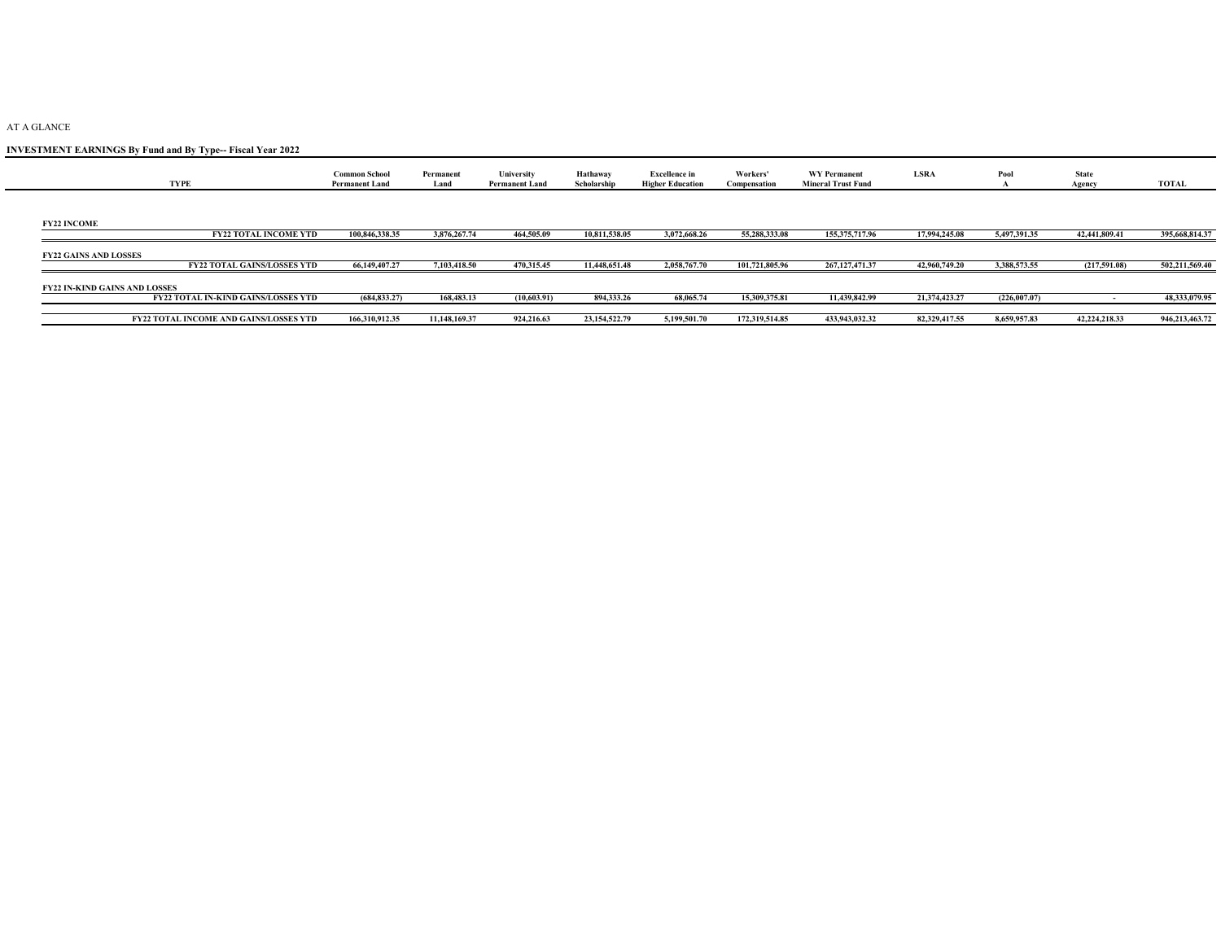AT A GLANCE

**INVESTMENT EARNINGS By Fund and By Type-- Fiscal Year 2022**

| TYPE | Common School Permanent Land | Permanent Land | University Permanent Land | Hathaway Scholarship | Excellence in Higher Education | Workers' Compensation | WY Permanent Mineral Trust Fund | LSRA | Pool A | State Agency | TOTAL |
|---|---|---|---|---|---|---|---|---|---|---|---|
| **FY22 INCOME** | | | | | | | | | | | |
| **FY22 TOTAL INCOME YTD** | 100,846,338.35 | 3,876,267.74 | 464,505.09 | 10,811,538.05 | 3,072,668.26 | 55,288,333.08 | 155,375,717.96 | 17,994,245.08 | 5,497,391.35 | 42,441,809.41 | 395,668,814.37 |
| **FY22 GAINS AND LOSSES** | | | | | | | | | | | |
| **FY22 TOTAL GAINS/LOSSES YTD** | 66,149,407.27 | 7,103,418.50 | 470,315.45 | 11,448,651.48 | 2,058,767.70 | 101,721,805.96 | 267,127,471.37 | 42,960,749.20 | 3,388,573.55 | (217,591.08) | 502,211,569.40 |
| **FY22 IN-KIND GAINS AND LOSSES** | | | | | | | | | | | |
| **FY22 TOTAL IN-KIND GAINS/LOSSES YTD** | (684,833.27) | 168,483.13 | (10,603.91) | 894,333.26 | 68,065.74 | 15,309,375.81 | 11,439,842.99 | 21,374,423.27 | (226,007.07) | - | 48,333,079.95 |
| **FY22 TOTAL INCOME AND GAINS/LOSSES YTD** | 166,310,912.35 | 11,148,169.37 | 924,216.63 | 23,154,522.79 | 5,199,501.70 | 172,319,514.85 | 433,943,032.32 | 82,329,417.55 | 8,659,957.83 | 42,224,218.33 | 946,213,463.72 |